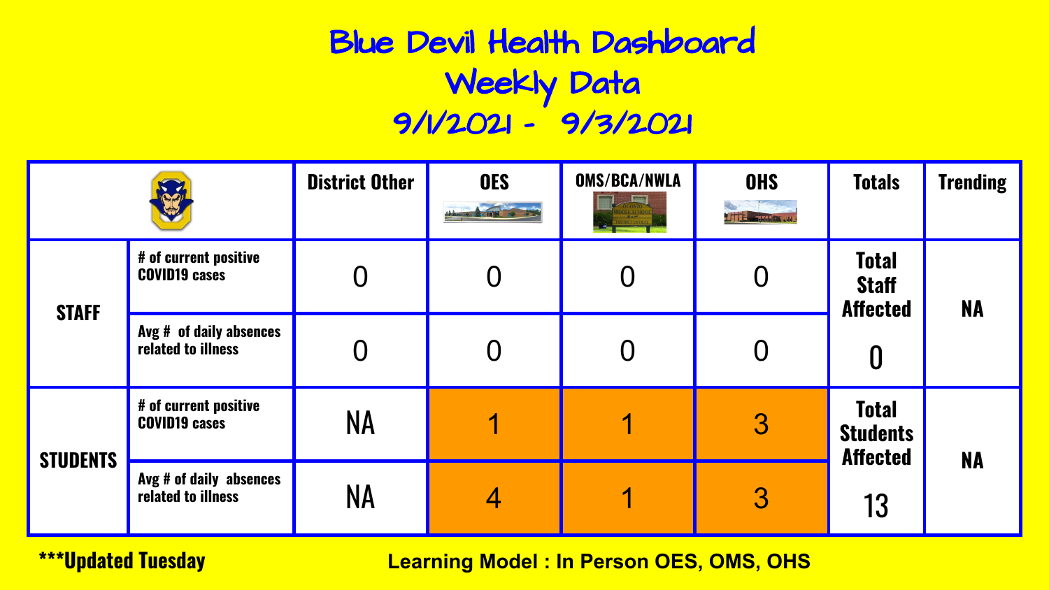# Blue Devil Health Dashboard
## Weekly Data
## 9/1/2021 - 9/3/2021

| | | District Other | OES | OMS/BCA/NWLA | OHS | Totals | Trending |
|---|---|---|---|---|---|---|---|
| STAFF | # of current positive COVID19 cases | 0 | 0 | 0 | 0 | Total Staff Affected 0 | NA |
| | Avg # of daily absences related to illness | 0 | 0 | 0 | 0 | | |
| STUDENTS | # of current positive COVID19 cases | NA | 1 | 1 | 3 | Total Students Affected 13 | NA |
| | Avg # of daily absences related to illness | NA | 4 | 1 | 3 | | |

***Updated Tuesday

**Learning Model : In Person OES, OMS, OHS**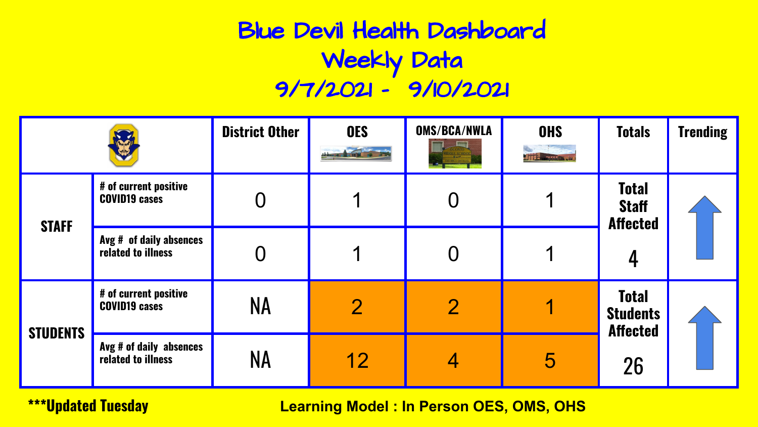# Blue Devil Health Dashboard
## Weekly Data
## 9/7/2021 - 9/10/2021

| | | District Other | OES | OMS/BCA/NWLA | OHS | Totals | Trending |
|---|---|---|---|---|---|---|---|
| **STAFF** | # of current positive COVID19 cases | 0 | 1 | 0 | 1 | Total Staff Affected 4 | ↑ |
| | Avg # of daily absences related to illness | 0 | 1 | 0 | 1 | | |
| **STUDENTS** | # of current positive COVID19 cases | NA | 2 | 2 | 1 | Total Students Affected 26 | ↑ |
| | Avg # of daily absences related to illness | NA | 12 | 4 | 5 | | |

***Updated Tuesday

**Learning Model : In Person OES, OMS, OHS**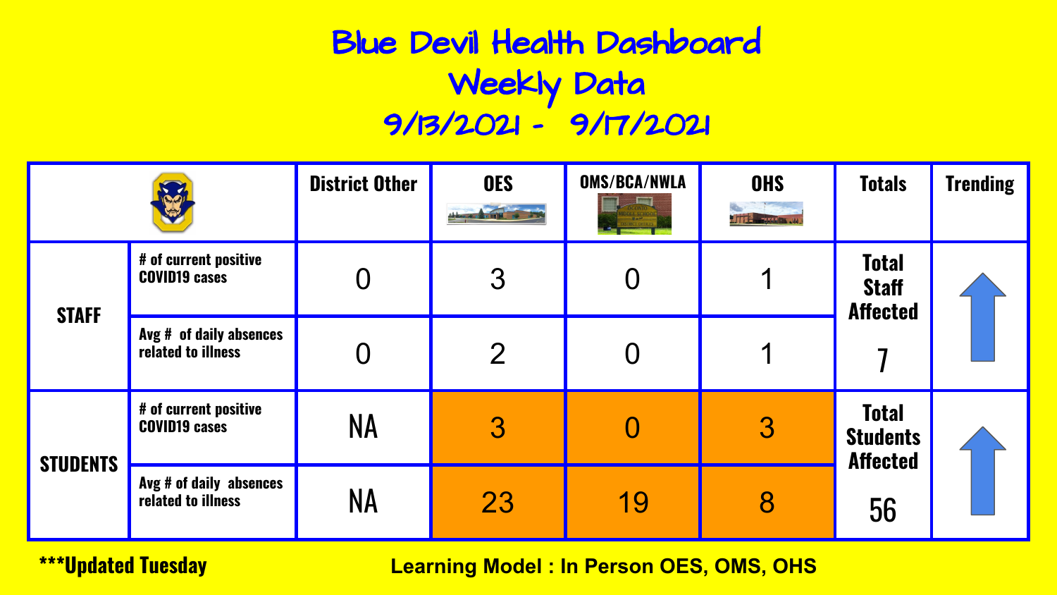# Blue Devil Health Dashboard

## Weekly Data

## 9/13/2021 - 9/17/2021

| | | District Other | OES | OMS/BCA/NWLA | OHS | Totals | Trending |
|---|---|---|---|---|---|---|---|
| STAFF | # of current positive COVID19 cases | 0 | 3 | 0 | 1 | Total Staff Affected 7 | ↑ |
| | Avg # of daily absences related to illness | 0 | 2 | 0 | 1 | | |
| STUDENTS | # of current positive COVID19 cases | NA | 3 | 0 | 3 | Total Students Affected 56 | ↑ |
| | Avg # of daily absences related to illness | NA | 23 | 19 | 8 | | |

***Updated Tuesday

**Learning Model : In Person OES, OMS, OHS**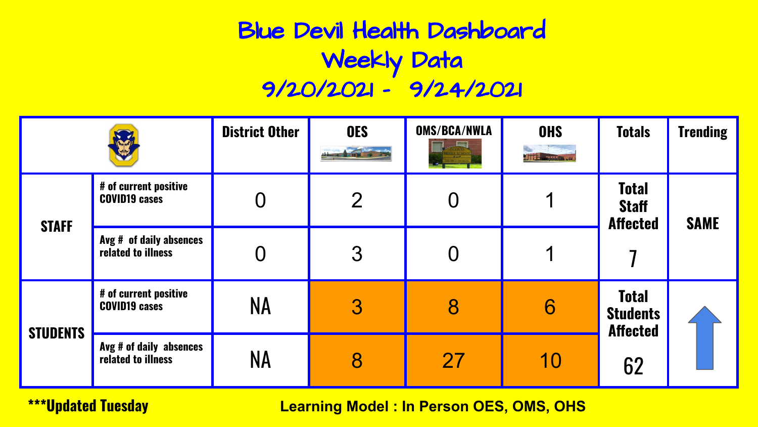# Blue Devil Health Dashboard

## Weekly Data

## 9/20/2021 - 9/24/2021

| | | District Other | OES | OMS/BCA/NWLA | OHS | Totals | Trending |
|---|---|---|---|---|---|---|---|
| STAFF | # of current positive COVID19 cases | 0 | 2 | 0 | 1 | Total Staff Affected 7 | SAME |
| | Avg # of daily absences related to illness | 0 | 3 | 0 | 1 | | |
| STUDENTS | # of current positive COVID19 cases | NA | 3 | 8 | 6 | Total Students Affected 62 | ↑ |
| | Avg # of daily absences related to illness | NA | 8 | 27 | 10 | | |

***Updated Tuesday

Learning Model : In Person OES, OMS, OHS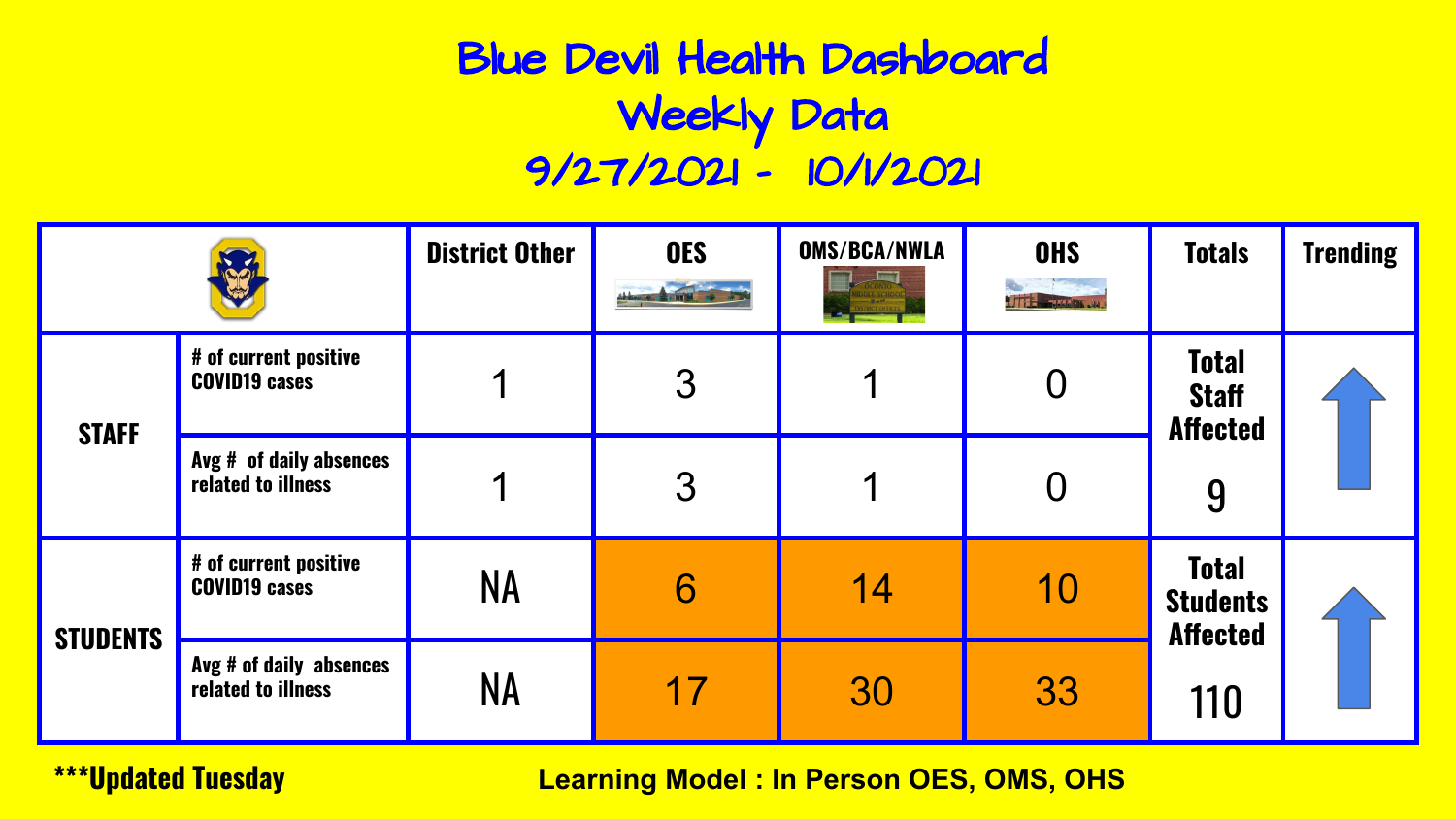# Blue Devil Health Dashboard

## Weekly Data

## 9/27/2021 - 10/1/2021

| | | District Other | OES | OMS/BCA/NWLA | OHS | Totals | Trending |
|---|---|---|---|---|---|---|---|
| STAFF | # of current positive COVID19 cases | 1 | 3 | 1 | 0 | Total Staff Affected 9 | ↑ |
| | Avg # of daily absences related to illness | 1 | 3 | 1 | 0 | | |
| STUDENTS | # of current positive COVID19 cases | NA | 6 | 14 | 10 | Total Students Affected 110 | ↑ |
| | Avg # of daily absences related to illness | NA | 17 | 30 | 33 | | |

**\*\*\*Updated Tuesday**

**Learning Model : In Person OES, OMS, OHS**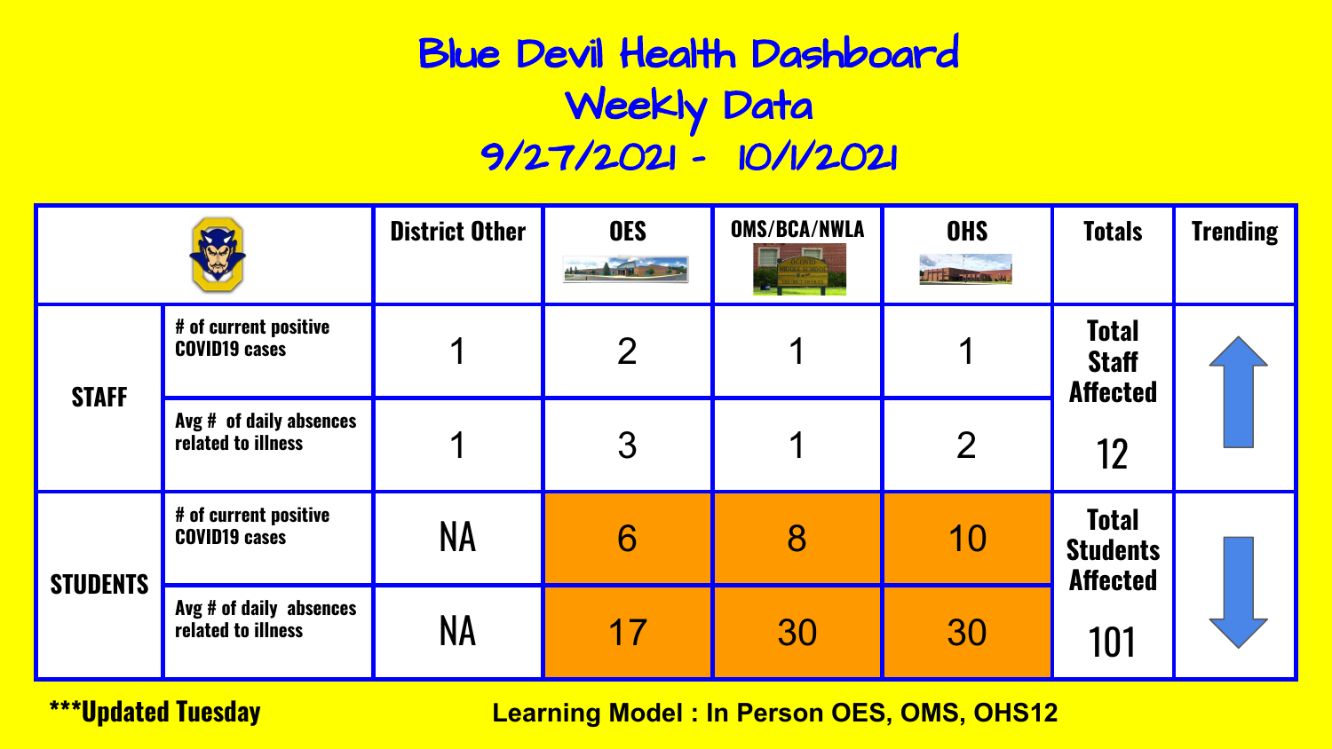# Blue Devil Health Dashboard
## Weekly Data
## 9/27/2021 - 10/1/2021

| | | District Other | OES | OMS/BCA/NWLA | OHS | Totals | Trending |
|---|---|---|---|---|---|---|---|
| STAFF | # of current positive COVID19 cases | 1 | 2 | 1 | 1 | Total Staff Affected 12 | ↑ |
| | Avg # of daily absences related to illness | 1 | 3 | 1 | 2 | | |
| STUDENTS | # of current positive COVID19 cases | NA | 6 | 8 | 10 | Total Students Affected 101 | ↓ |
| | Avg # of daily absences related to illness | NA | 17 | 30 | 30 | | |

***Updated Tuesday

**Learning Model : In Person OES, OMS, OHS12**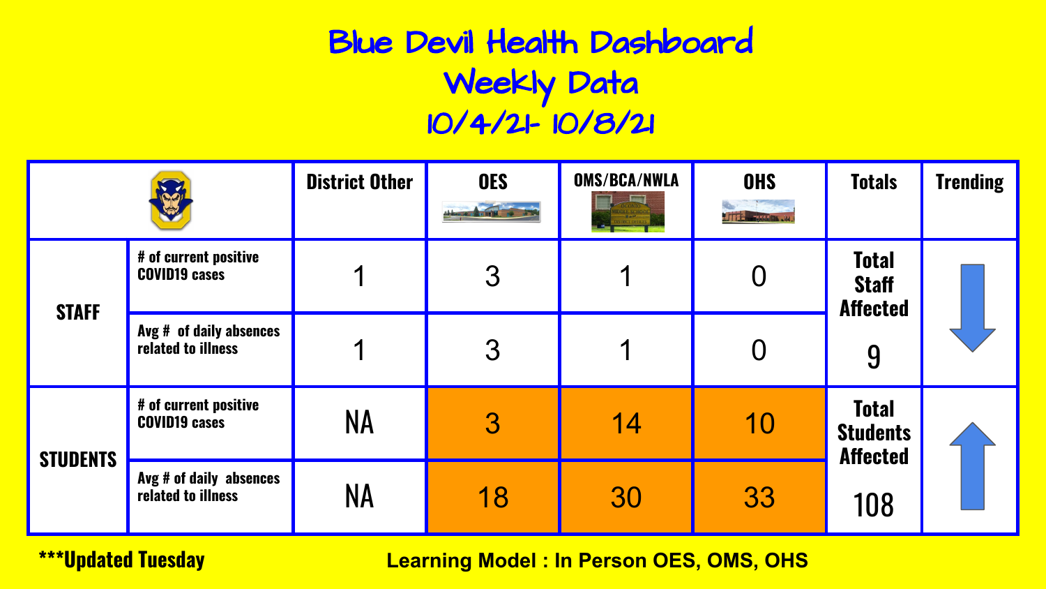# Blue Devil Health Dashboard
## Weekly Data
## 10/4/21- 10/8/21

| | | District Other | OES | OMS/BCA/NWLA | OHS | Totals | Trending |
|---|---|---|---|---|---|---|---|
| STAFF | # of current positive COVID19 cases | 1 | 3 | 1 | 0 | Total Staff Affected 9 | ↓ |
| | Avg # of daily absences related to illness | 1 | 3 | 1 | 0 | | |
| STUDENTS | # of current positive COVID19 cases | NA | 3 | 14 | 10 | Total Students Affected 108 | ↑ |
| | Avg # of daily absences related to illness | NA | 18 | 30 | 33 | | |

***Updated Tuesday

Learning Model : In Person OES, OMS, OHS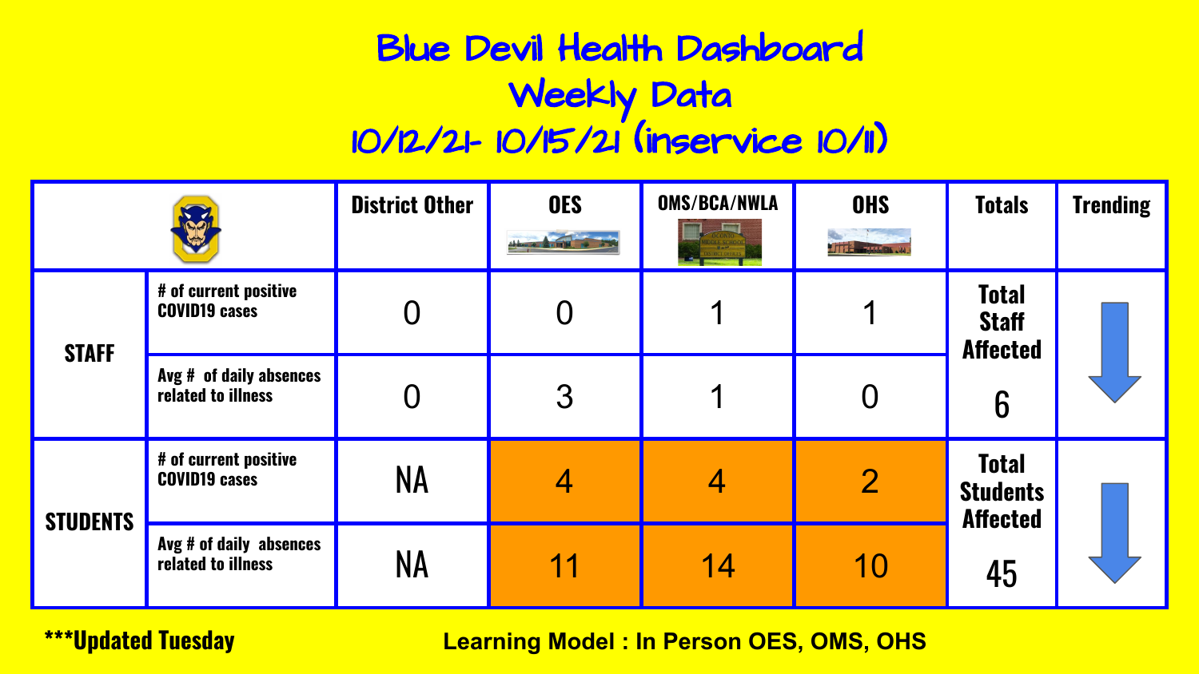# Blue Devil Health Dashboard
## Weekly Data
## 10/12/21- 10/15/21 (inservice 10/11)

| | | District Other | OES | OMS/BCA/NWLA | OHS | Totals | Trending |
|---|---|---|---|---|---|---|---|
| STAFF | # of current positive COVID19 cases | 0 | 0 | 1 | 1 | Total Staff Affected 6 | ↓ |
| | Avg # of daily absences related to illness | 0 | 3 | 1 | 0 | | |
| STUDENTS | # of current positive COVID19 cases | NA | 4 | 4 | 2 | Total Students Affected 45 | ↓ |
| | Avg # of daily absences related to illness | NA | 11 | 14 | 10 | | |

***Updated Tuesday

Learning Model : In Person OES, OMS, OHS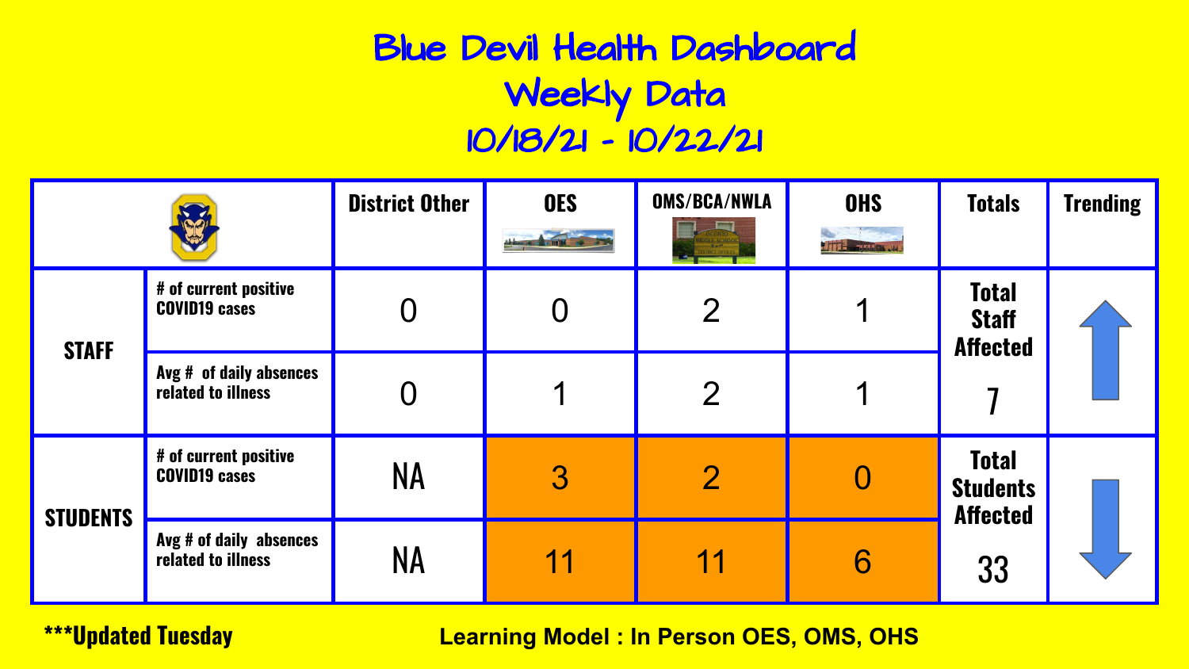# Blue Devil Health Dashboard
## Weekly Data
## 10/18/21 - 10/22/21

| | | District Other | OES | OMS/BCA/NWLA | OHS | Totals | Trending |
|---|---|---|---|---|---|---|---|
| STAFF | # of current positive COVID19 cases | 0 | 0 | 2 | 1 | Total Staff Affected 7 | ↑ |
| | Avg # of daily absences related to illness | 0 | 1 | 2 | 1 | | |
| STUDENTS | # of current positive COVID19 cases | NA | 3 | 2 | 0 | Total Students Affected 33 | ↓ |
| | Avg # of daily absences related to illness | NA | 11 | 11 | 6 | | |

***Updated Tuesday

**Learning Model : In Person OES, OMS, OHS**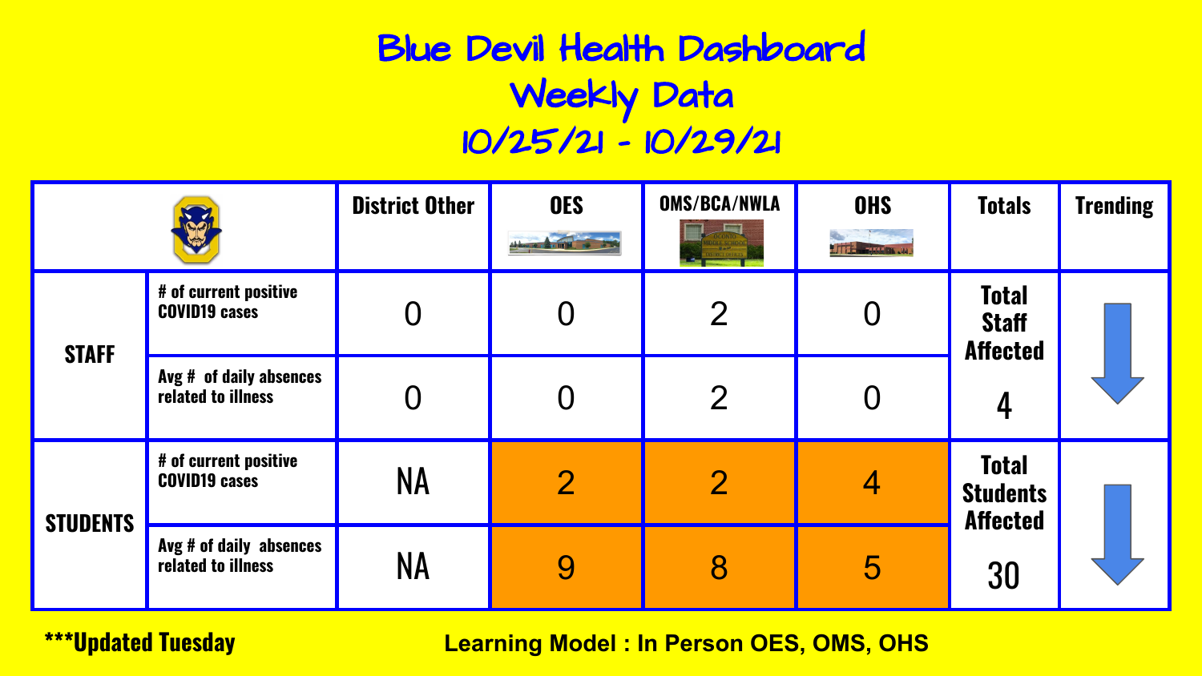# Blue Devil Health Dashboard
## Weekly Data
## 10/25/21 - 10/29/21

| | | District Other | OES | OMS/BCA/NWLA | OHS | Totals | Trending |
|---|---|---|---|---|---|---|---|
| STAFF | # of current positive COVID19 cases | 0 | 0 | 2 | 0 | Total Staff Affected 4 | ↓ |
| | Avg # of daily absences related to illness | 0 | 0 | 2 | 0 | | |
| STUDENTS | # of current positive COVID19 cases | NA | 2 | 2 | 4 | Total Students Affected 30 | ↓ |
| | Avg # of daily absences related to illness | NA | 9 | 8 | 5 | | |

***Updated Tuesday

**Learning Model : In Person OES, OMS, OHS**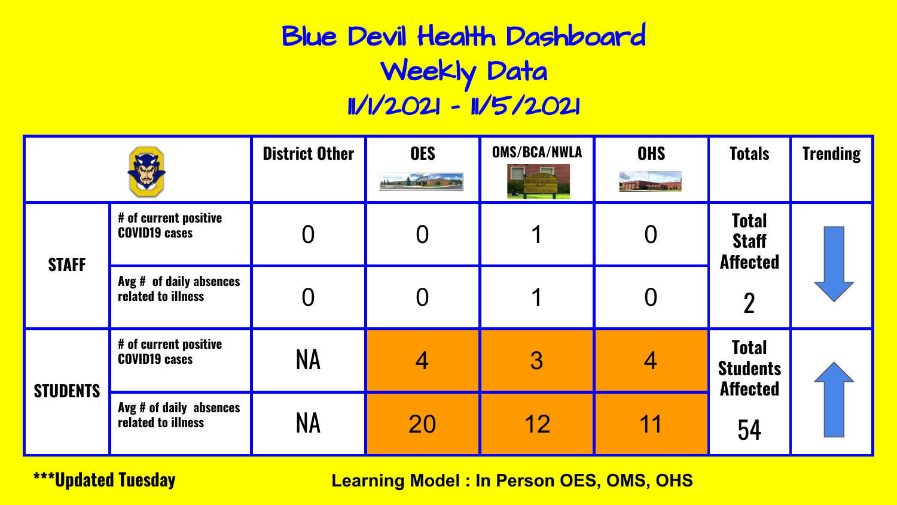# Blue Devil Health Dashboard
## Weekly Data
## 11/1/2021 - 11/5/2021

| | | District Other | OES | OMS/BCA/NWLA | OHS | Totals | Trending |
|---|---|---|---|---|---|---|---|
| STAFF | # of current positive COVID19 cases | 0 | 0 | 1 | 0 | Total Staff Affected 2 | ↓ |
| | Avg # of daily absences related to illness | 0 | 0 | 1 | 0 | | |
| STUDENTS | # of current positive COVID19 cases | NA | 4 | 3 | 4 | Total Students Affected 54 | ↑ |
| | Avg # of daily absences related to illness | NA | 20 | 12 | 11 | | |

***Updated Tuesday

**Learning Model : In Person OES, OMS, OHS**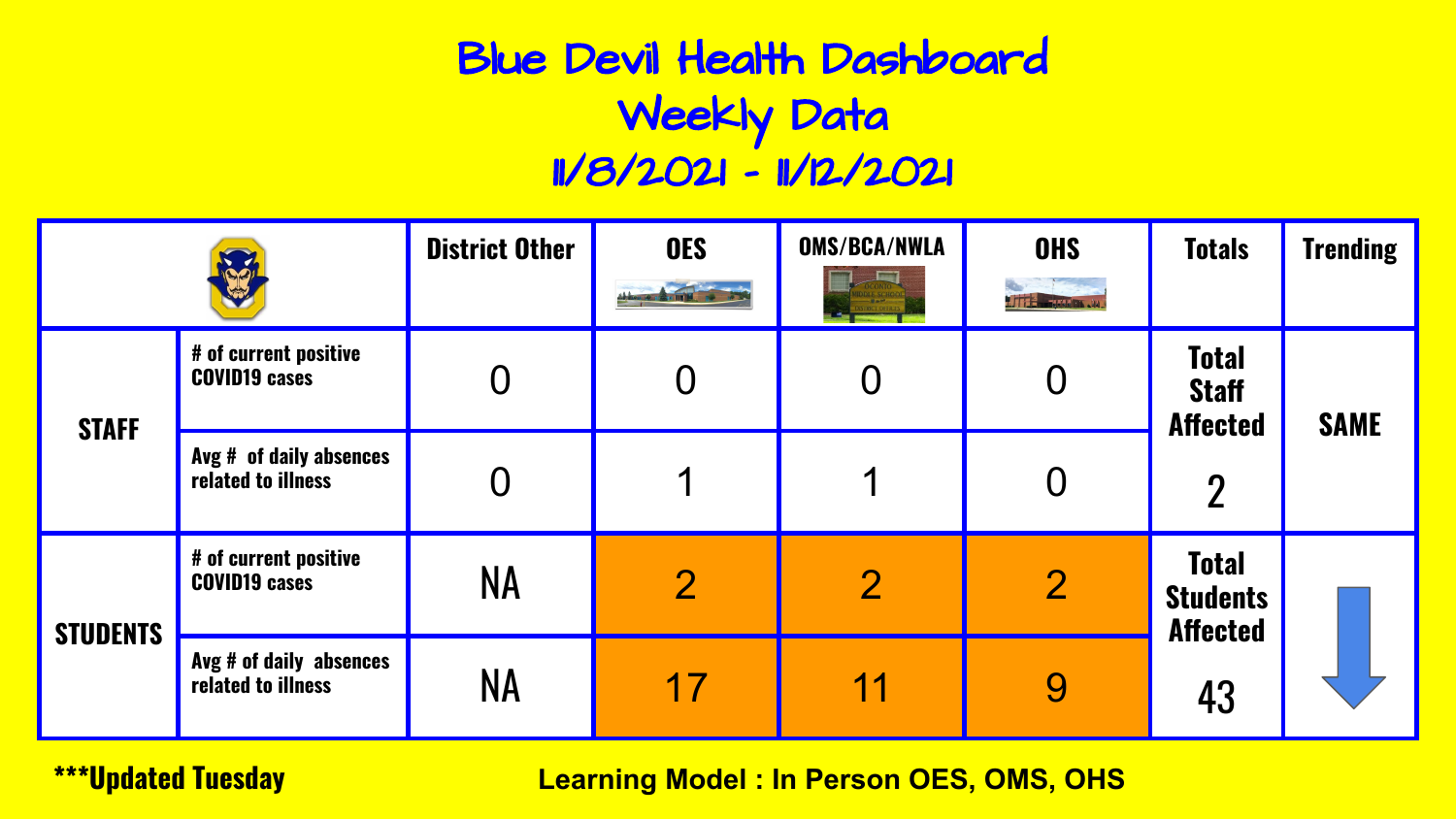# Blue Devil Health Dashboard
## Weekly Data
## 11/8/2021 - 11/12/2021

| | | District Other | OES | OMS/BCA/NWLA | OHS | Totals | Trending |
|---|---|---|---|---|---|---|---|
| STAFF | # of current positive COVID19 cases | 0 | 0 | 0 | 0 | Total Staff Affected 2 | SAME |
| | Avg # of daily absences related to illness | 0 | 1 | 1 | 0 | | |
| STUDENTS | # of current positive COVID19 cases | NA | 2 | 2 | 2 | Total Students Affected 43 | ↓ |
| | Avg # of daily absences related to illness | NA | 17 | 11 | 9 | | |

***Updated Tuesday

**Learning Model : In Person OES, OMS, OHS**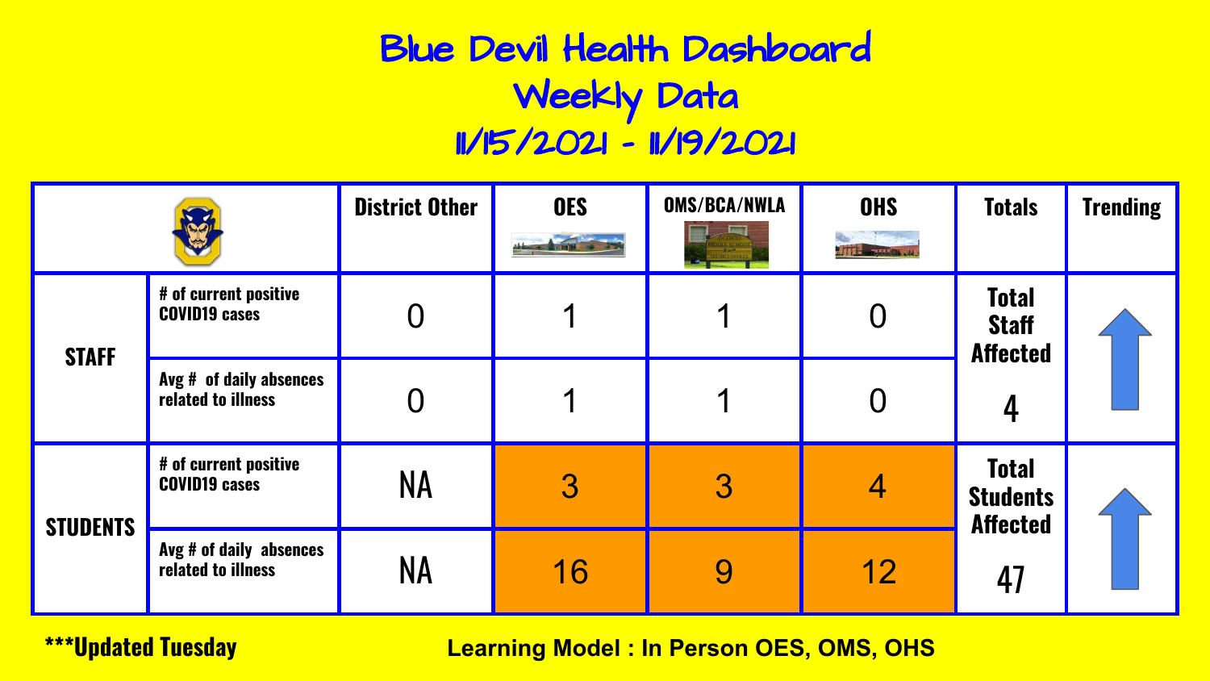# Blue Devil Health Dashboard
## Weekly Data
## 11/15/2021 - 11/19/2021

| | | District Other | OES | OMS/BCA/NWLA | OHS | Totals | Trending |
|---|---|---|---|---|---|---|---|
| STAFF | # of current positive COVID19 cases | 0 | 1 | 1 | 0 | Total Staff Affected 4 | ↑ |
| | Avg # of daily absences related to illness | 0 | 1 | 1 | 0 | | |
| STUDENTS | # of current positive COVID19 cases | NA | 3 | 3 | 4 | Total Students Affected 47 | ↑ |
| | Avg # of daily absences related to illness | NA | 16 | 9 | 12 | | |

***Updated Tuesday

Learning Model : In Person OES, OMS, OHS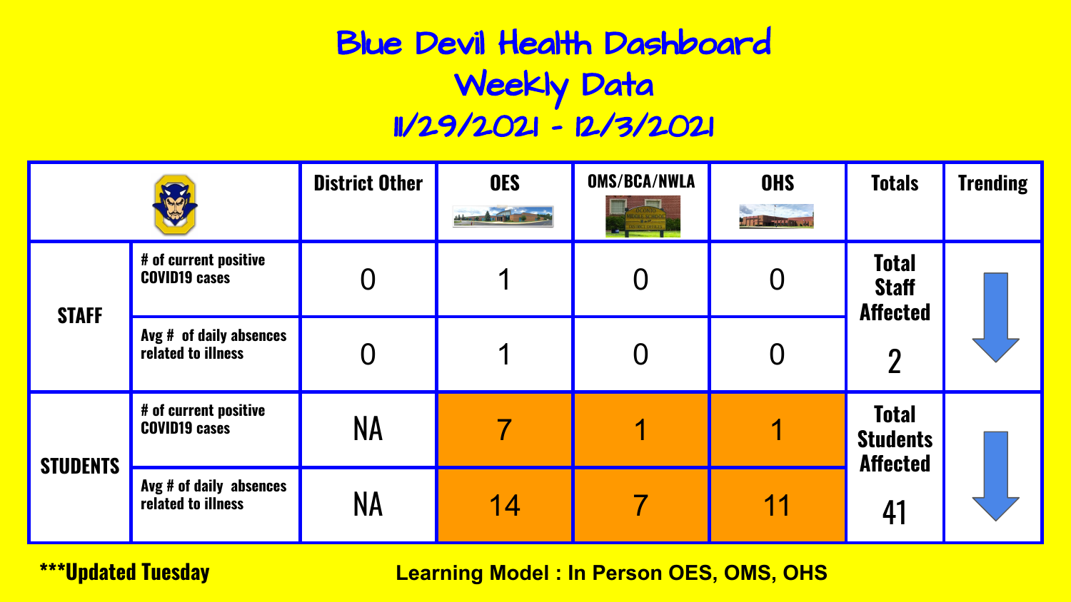# Blue Devil Health Dashboard
## Weekly Data
## 11/29/2021 - 12/3/2021

| | | District Other | OES | OMS/BCA/NWLA | OHS | Totals | Trending |
|---|---|---|---|---|---|---|---|
| STAFF | # of current positive COVID19 cases | 0 | 1 | 0 | 0 | Total Staff Affected 2 | ↓ |
| | Avg # of daily absences related to illness | 0 | 1 | 0 | 0 | | |
| STUDENTS | # of current positive COVID19 cases | NA | 7 | 1 | 1 | Total Students Affected 41 | ↓ |
| | Avg # of daily absences related to illness | NA | 14 | 7 | 11 | | |

***Updated Tuesday

**Learning Model : In Person OES, OMS, OHS**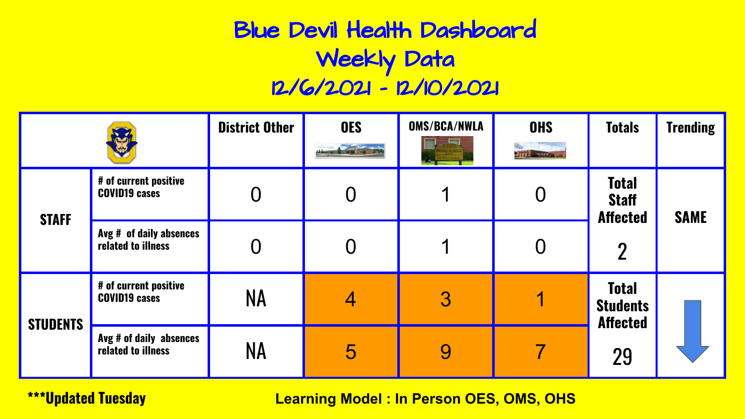# Blue Devil Health Dashboard
## Weekly Data
## 12/6/2021 - 12/10/2021

| | | District Other | OES | OMS/BCA/NWLA | OHS | Totals | Trending |
|---|---|---|---|---|---|---|---|
| STAFF | # of current positive COVID19 cases | 0 | 0 | 1 | 0 | Total Staff Affected 2 | SAME |
| | Avg # of daily absences related to illness | 0 | 0 | 1 | 0 | | |
| STUDENTS | # of current positive COVID19 cases | NA | 4 | 3 | 1 | Total Students Affected 29 | ↓ |
| | Avg # of daily absences related to illness | NA | 5 | 9 | 7 | | |

***Updated Tuesday

**Learning Model : In Person OES, OMS, OHS**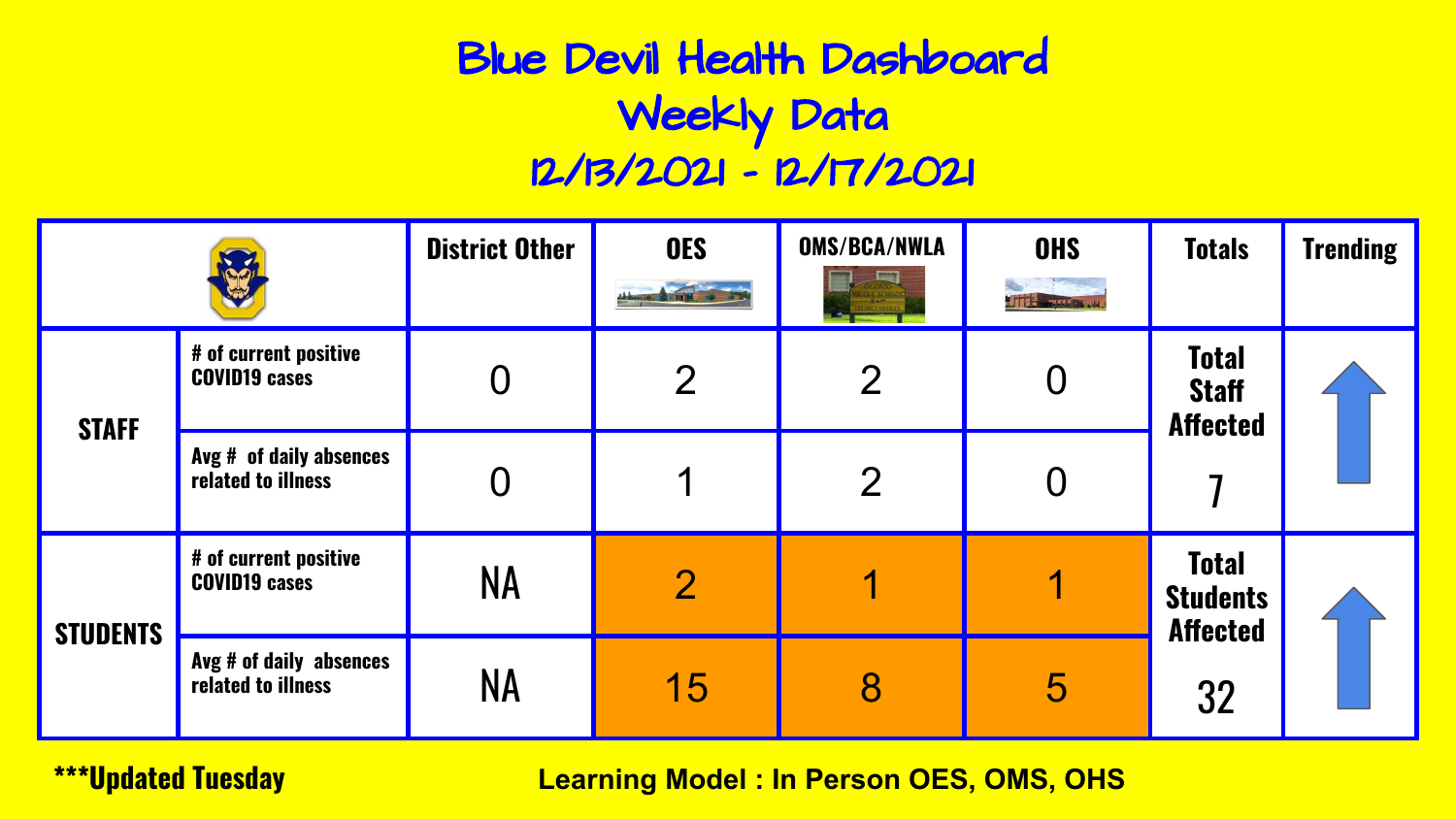# Blue Devil Health Dashboard
## Weekly Data
## 12/13/2021 - 12/17/2021

| | | District Other | OES | OMS/BCA/NWLA | OHS | Totals | Trending |
|---|---|---|---|---|---|---|---|
| **STAFF** | # of current positive COVID19 cases | 0 | 2 | 2 | 0 | Total Staff Affected 7 | ↑ |
| | Avg # of daily absences related to illness | 0 | 1 | 2 | 0 | | |
| **STUDENTS** | # of current positive COVID19 cases | NA | 2 | 1 | 1 | Total Students Affected 32 | ↑ |
| | Avg # of daily absences related to illness | NA | 15 | 8 | 5 | | |

***Updated Tuesday

**Learning Model : In Person OES, OMS, OHS**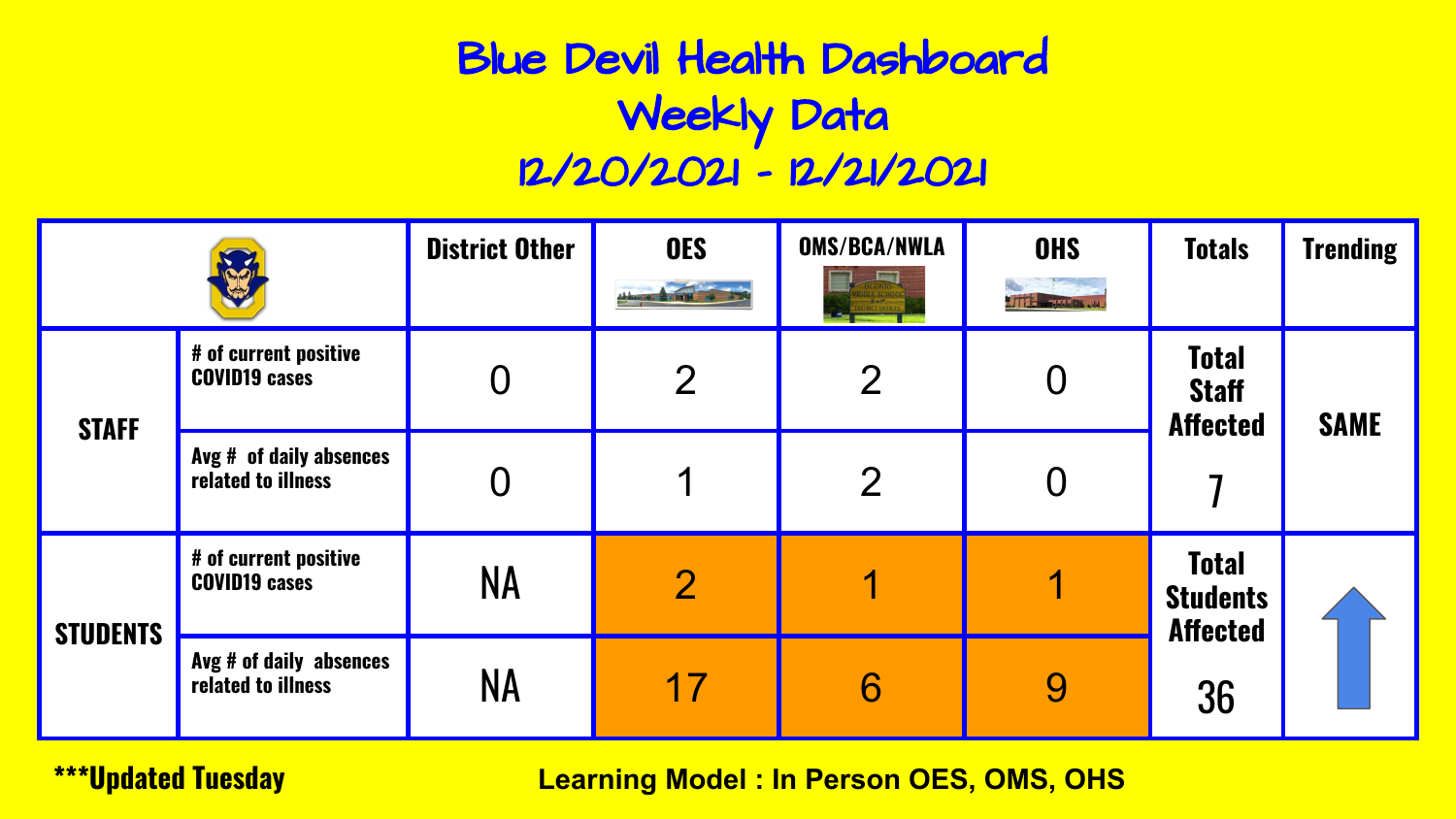# Blue Devil Health Dashboard
## Weekly Data
## 12/20/2021 - 12/21/2021

| | | District Other | OES | OMS/BCA/NWLA | OHS | Totals | Trending |
|---|---|---|---|---|---|---|---|
| **STAFF** | # of current positive COVID19 cases | 0 | 2 | 2 | 0 | Total Staff Affected 7 | SAME |
| | Avg # of daily absences related to illness | 0 | 1 | 2 | 0 | | |
| **STUDENTS** | # of current positive COVID19 cases | NA | 2 | 1 | 1 | Total Students Affected 36 | ↑ |
| | Avg # of daily absences related to illness | NA | 17 | 6 | 9 | | |

***Updated Tuesday

**Learning Model : In Person OES, OMS, OHS**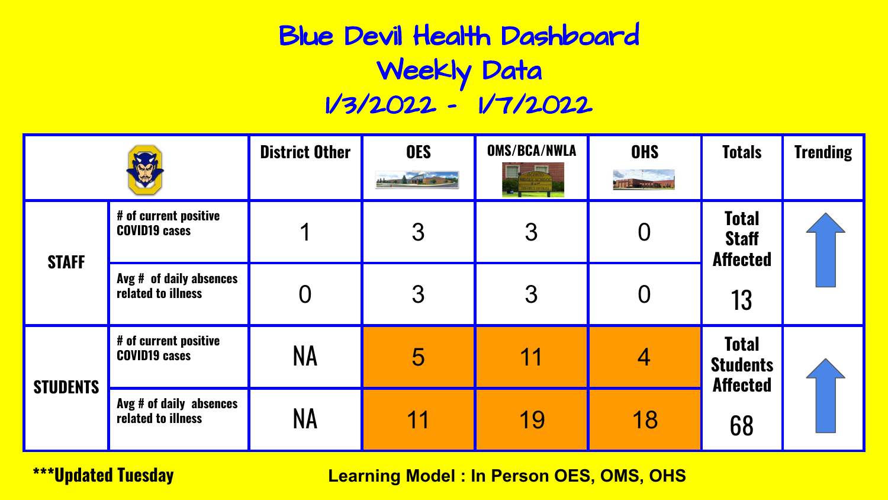# Blue Devil Health Dashboard
## Weekly Data
## 1/3/2022 - 1/7/2022

| | | District Other | OES | OMS/BCA/NWLA | OHS | Totals | Trending |
|---|---|---|---|---|---|---|---|
| **STAFF** | # of current positive COVID19 cases | 1 | 3 | 3 | 0 | Total Staff Affected 13 | ↑ |
| | Avg # of daily absences related to illness | 0 | 3 | 3 | 0 | | |
| **STUDENTS** | # of current positive COVID19 cases | NA | 5 | 11 | 4 | Total Students Affected 68 | ↑ |
| | Avg # of daily absences related to illness | NA | 11 | 19 | 18 | | |

***Updated Tuesday

**Learning Model : In Person OES, OMS, OHS**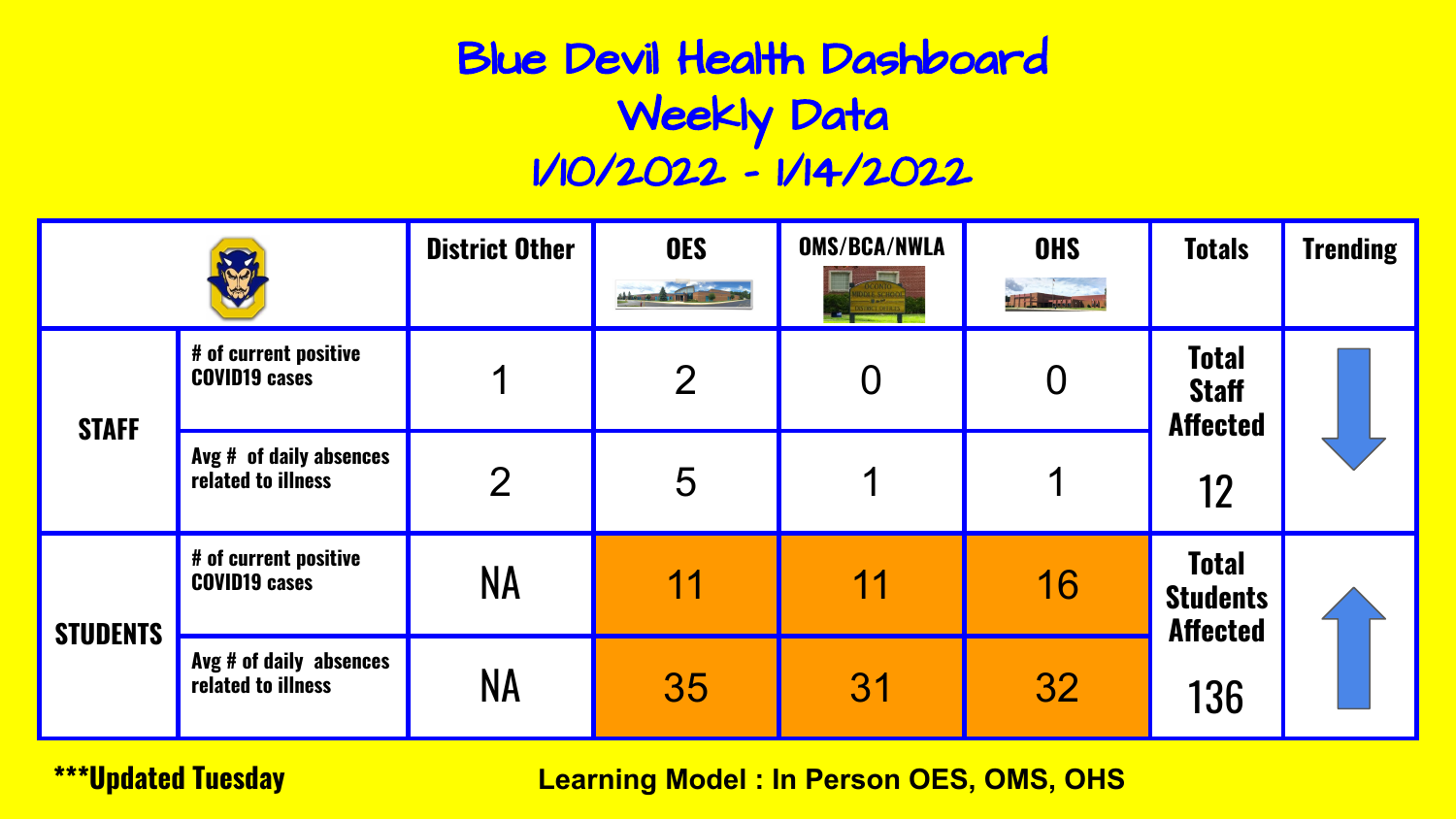# Blue Devil Health Dashboard
## Weekly Data
## 1/10/2022 - 1/14/2022

| | | District Other | OES | OMS/BCA/NWLA | OHS | Totals | Trending |
|---|---|---|---|---|---|---|---|
| STAFF | # of current positive COVID19 cases | 1 | 2 | 0 | 0 | Total Staff Affected 12 | ↓ |
| | Avg # of daily absences related to illness | 2 | 5 | 1 | 1 | | |
| STUDENTS | # of current positive COVID19 cases | NA | 11 | 11 | 16 | Total Students Affected 136 | ↑ |
| | Avg # of daily absences related to illness | NA | 35 | 31 | 32 | | |

***Updated Tuesday

**Learning Model : In Person OES, OMS, OHS**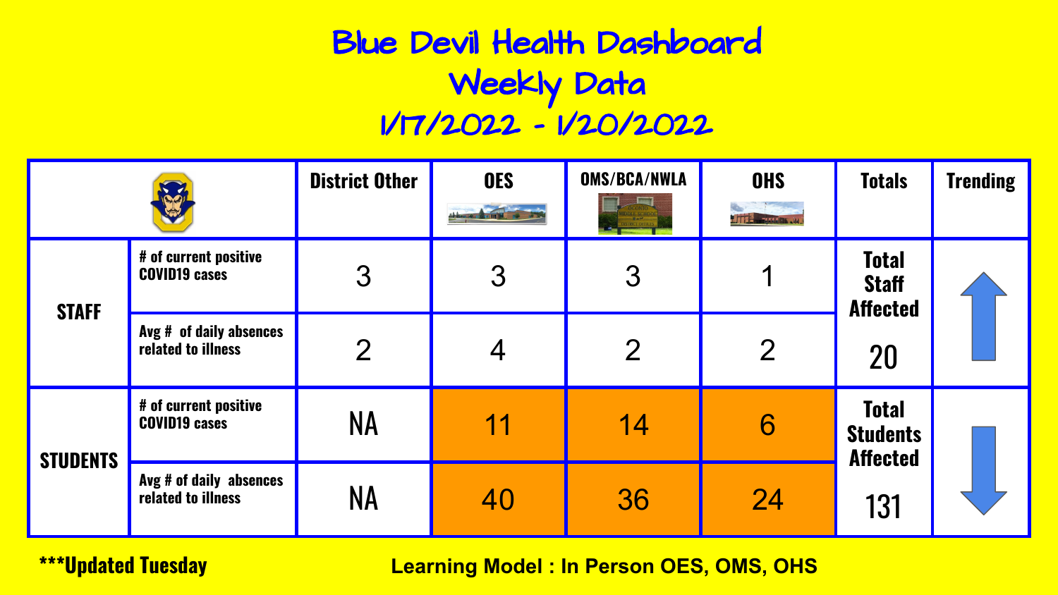# Blue Devil Health Dashboard

## Weekly Data

## 1/17/2022 - 1/20/2022

| | | District Other | OES | OMS/BCA/NWLA | OHS | Totals | Trending |
|---|---|---|---|---|---|---|---|
| STAFF | # of current positive COVID19 cases | 3 | 3 | 3 | 1 | Total Staff Affected 20 | ↑ |
| | Avg # of daily absences related to illness | 2 | 4 | 2 | 2 | | |
| STUDENTS | # of current positive COVID19 cases | NA | 11 | 14 | 6 | Total Students Affected 131 | ↓ |
| | Avg # of daily absences related to illness | NA | 40 | 36 | 24 | | |

***Updated Tuesday

**Learning Model : In Person OES, OMS, OHS**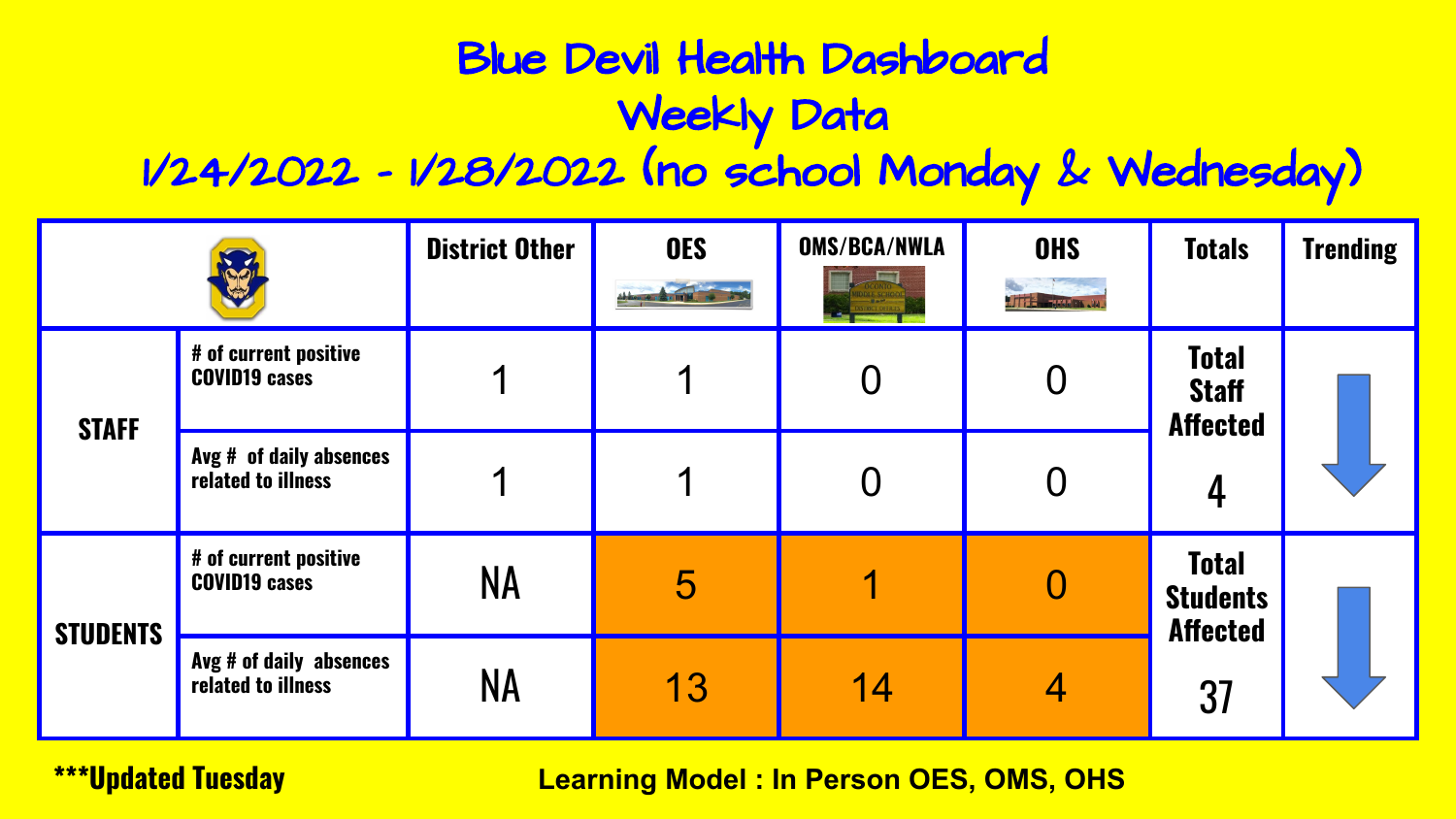# Blue Devil Health Dashboard
## Weekly Data
## 1/24/2022 - 1/28/2022 (no school Monday & Wednesday)

| | | District Other | OES | OMS/BCA/NWLA | OHS | Totals | Trending |
|---|---|---|---|---|---|---|---|
| STAFF | # of current positive COVID19 cases | 1 | 1 | 0 | 0 | Total Staff Affected 4 | ↓ |
| | Avg # of daily absences related to illness | 1 | 1 | 0 | 0 | | |
| STUDENTS | # of current positive COVID19 cases | NA | 5 | 1 | 0 | Total Students Affected 37 | ↓ |
| | Avg # of daily absences related to illness | NA | 13 | 14 | 4 | | |

***Updated Tuesday

Learning Model : In Person OES, OMS, OHS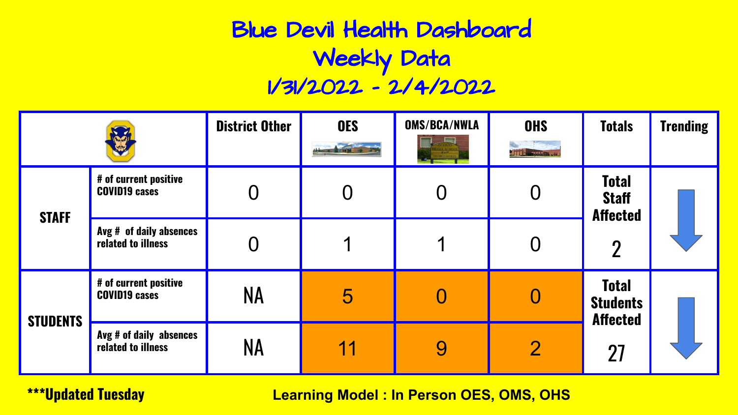# Blue Devil Health Dashboard
## Weekly Data
## 1/31/2022 - 2/4/2022

| | | District Other | OES | OMS/BCA/NWLA | OHS | Totals | Trending |
|---|---|---|---|---|---|---|---|
| STAFF | # of current positive COVID19 cases | 0 | 0 | 0 | 0 | Total Staff Affected 2 | ↓ |
| | Avg # of daily absences related to illness | 0 | 1 | 1 | 0 | | |
| STUDENTS | # of current positive COVID19 cases | NA | 5 | 0 | 0 | Total Students Affected 27 | ↓ |
| | Avg # of daily absences related to illness | NA | 11 | 9 | 2 | | |

***Updated Tuesday

Learning Model : In Person OES, OMS, OHS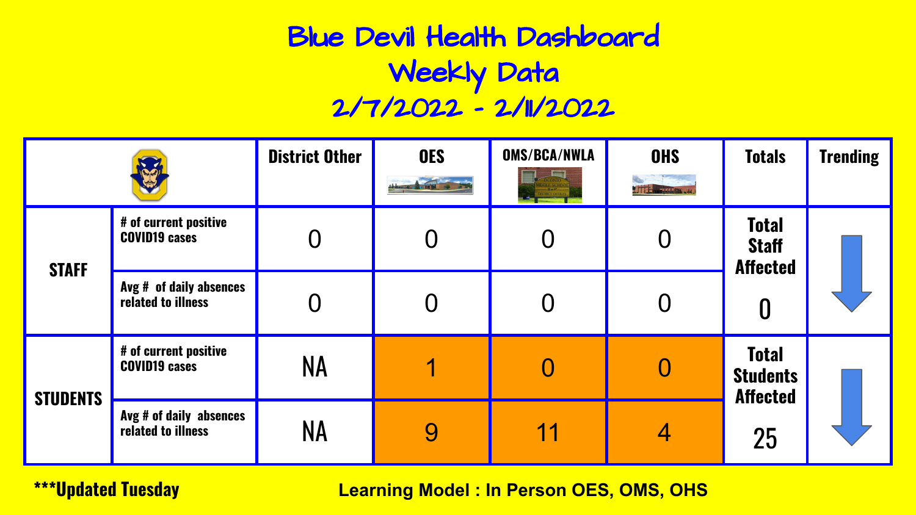# Blue Devil Health Dashboard
## Weekly Data
## 2/7/2022 - 2/11/2022

| | | District Other | OES | OMS/BCA/NWLA | OHS | Totals | Trending |
|---|---|---|---|---|---|---|---|
| STAFF | # of current positive COVID19 cases | 0 | 0 | 0 | 0 | Total Staff Affected 0 | ↓ |
| | Avg # of daily absences related to illness | 0 | 0 | 0 | 0 | | |
| STUDENTS | # of current positive COVID19 cases | NA | 1 | 0 | 0 | Total Students Affected 25 | ↓ |
| | Avg # of daily absences related to illness | NA | 9 | 11 | 4 | | |

***Updated Tuesday

Learning Model : In Person OES, OMS, OHS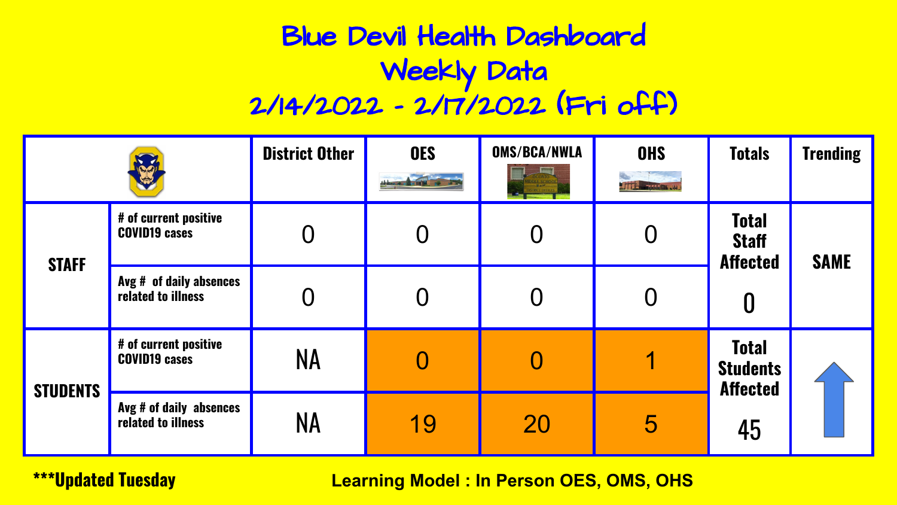# Blue Devil Health Dashboard
## Weekly Data
## 2/14/2022 - 2/17/2022 (Fri off)

| | | District Other | OES | OMS/BCA/NWLA | OHS | Totals | Trending |
|---|---|---|---|---|---|---|---|
| **STAFF** | # of current positive COVID19 cases | 0 | 0 | 0 | 0 | Total Staff Affected 0 | SAME |
| | Avg # of daily absences related to illness | 0 | 0 | 0 | 0 | | |
| **STUDENTS** | # of current positive COVID19 cases | NA | 0 | 0 | 1 | Total Students Affected 45 | ↑ |
| | Avg # of daily absences related to illness | NA | 19 | 20 | 5 | | |

***Updated Tuesday

Learning Model : In Person OES, OMS, OHS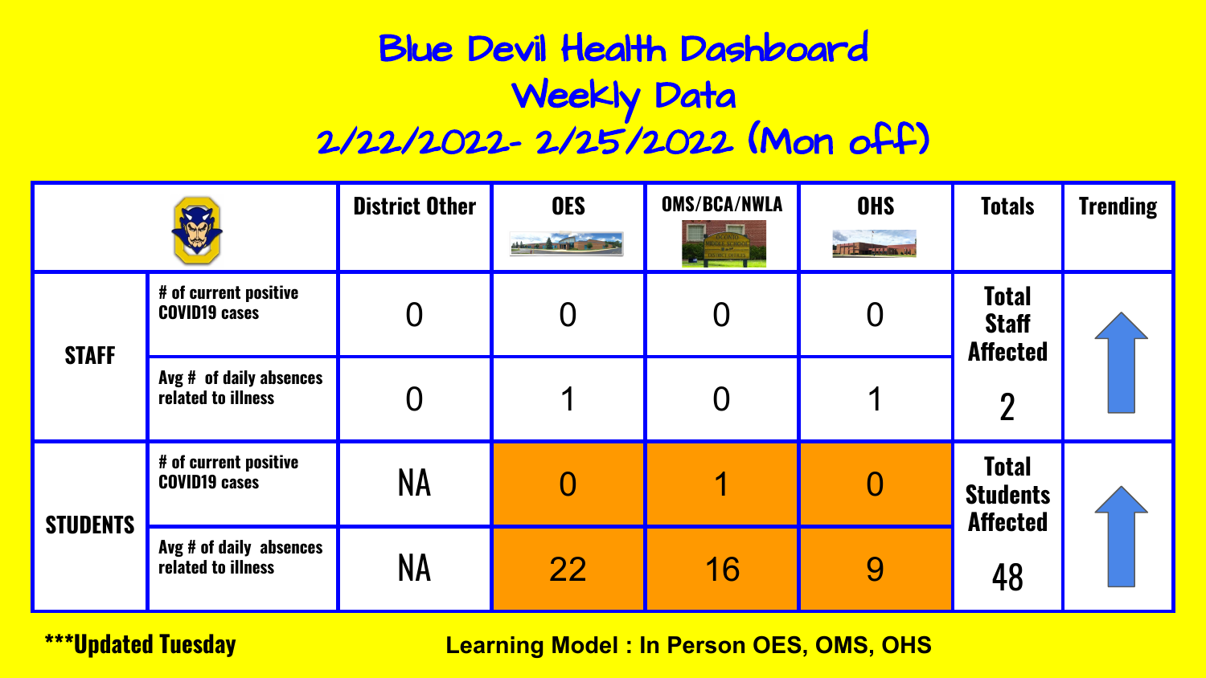# Blue Devil Health Dashboard
## Weekly Data
## 2/22/2022- 2/25/2022 (Mon off)

| | | District Other | OES | OMS/BCA/NWLA | OHS | Totals | Trending |
|---|---|---|---|---|---|---|---|
| STAFF | # of current positive COVID19 cases | 0 | 0 | 0 | 0 | Total Staff Affected 2 | ↑ |
| | Avg # of daily absences related to illness | 0 | 1 | 0 | 1 | | |
| STUDENTS | # of current positive COVID19 cases | NA | 0 | 1 | 0 | Total Students Affected 48 | ↑ |
| | Avg # of daily absences related to illness | NA | 22 | 16 | 9 | | |

***Updated Tuesday

Learning Model : In Person OES, OMS, OHS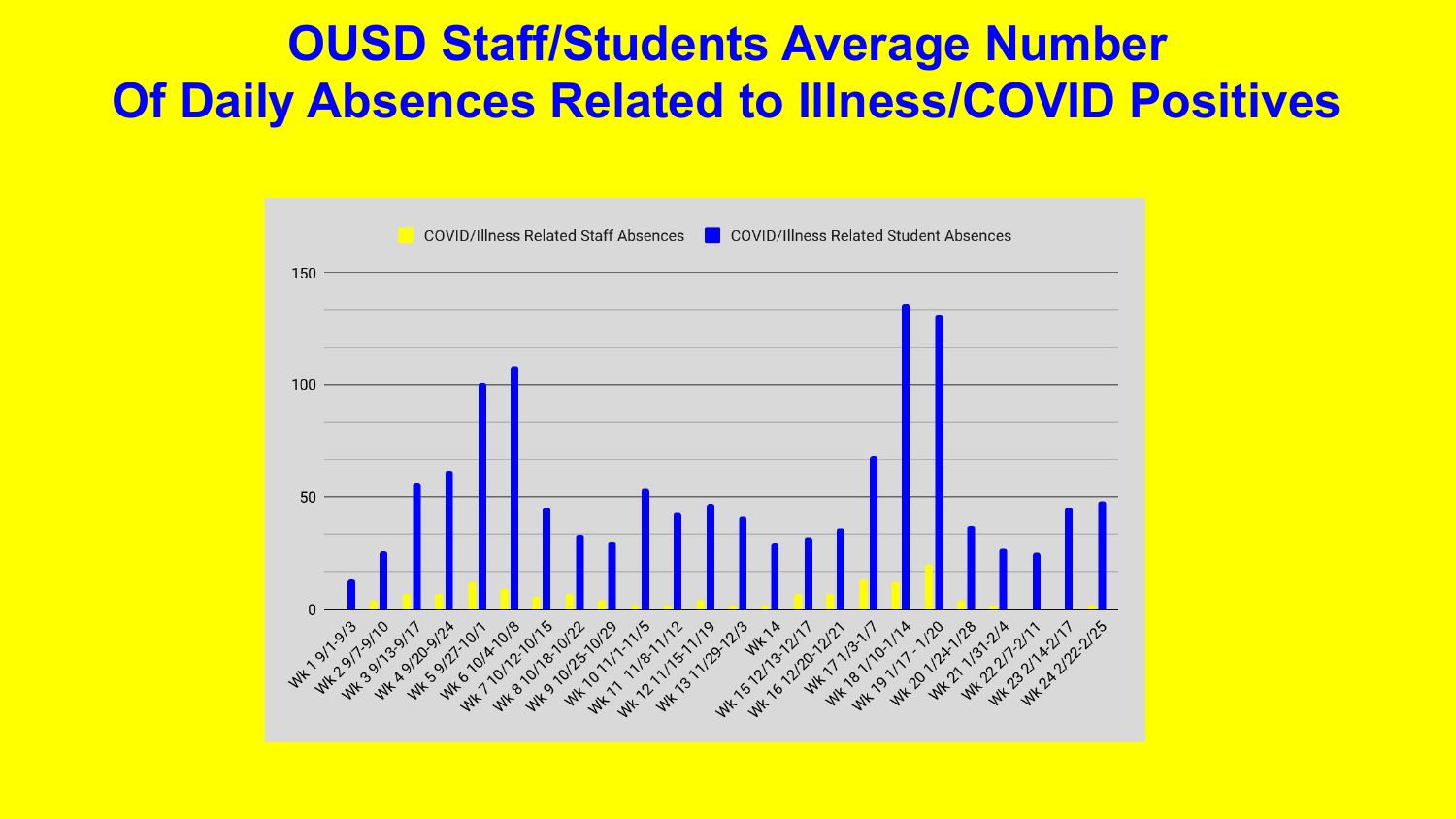# OUSD Staff/Students Average Number Of Daily Absences Related to Illness/COVID Positives

COVID/Illness Related Staff Absences | COVID/Illness Related Student Absences

150

100

50

0

Wk 1 9/1-9/3, Wk 2 9/7-9/10, Wk 3 9/13-9/17, Wk 4 9/20-9/24, Wk 5 9/27-10/1, Wk 6 10/4-10/8, Wk 7 10/12-10/15, Wk 8 10/18-10/22, Wk 9 10/25-10/29, Wk 10 11/1-11/5, Wk 11 11/8-11/12, Wk 12 11/15-11/19, Wk 13 11/29-12/3, Wk 14, Wk 15 12/13-12/17, Wk 16 12/20-12/21, Wk 17 1/3-1/7, Wk 18 1/10-1/14, Wk 19 1/17 - 1/20, Wk 20 1/24-1/28, Wk 21 1/31-2/4, Wk 22 2/7-2/11, Wk 23 2/14-2/17, Wk 24 2/22-2/25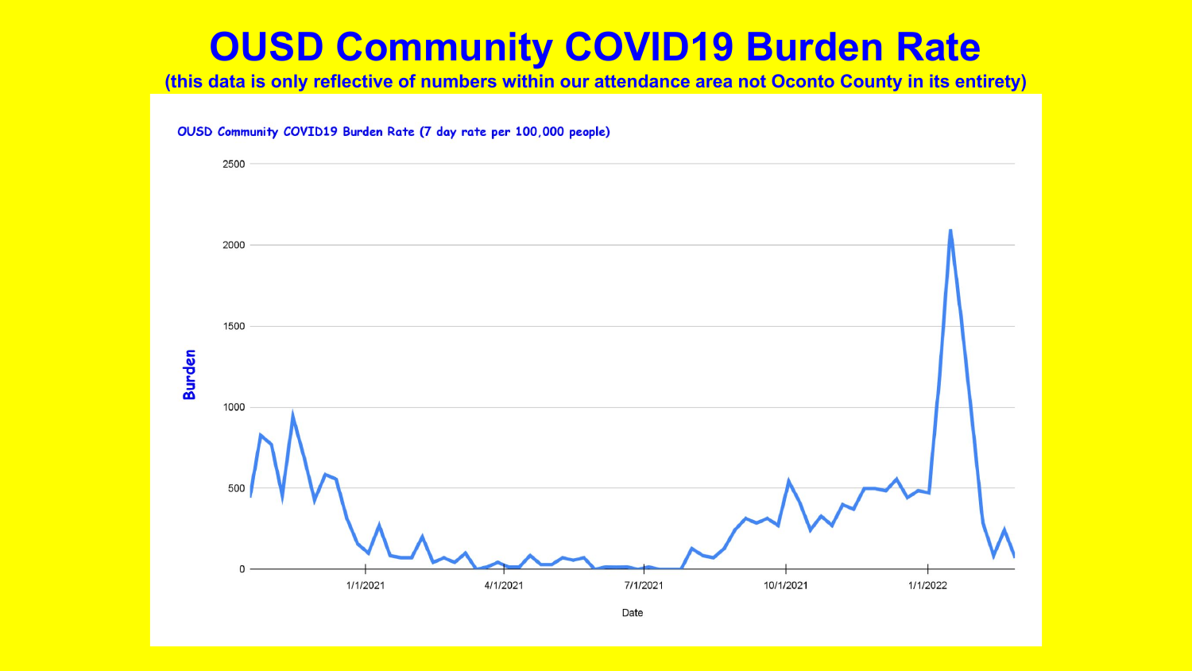# OUSD Community COVID19 Burden Rate

**(this data is only reflective of numbers within our attendance area not Oconto County in its entirety)**

OUSD Community COVID19 Burden Rate (7 day rate per 100,000 people)

Burden

Date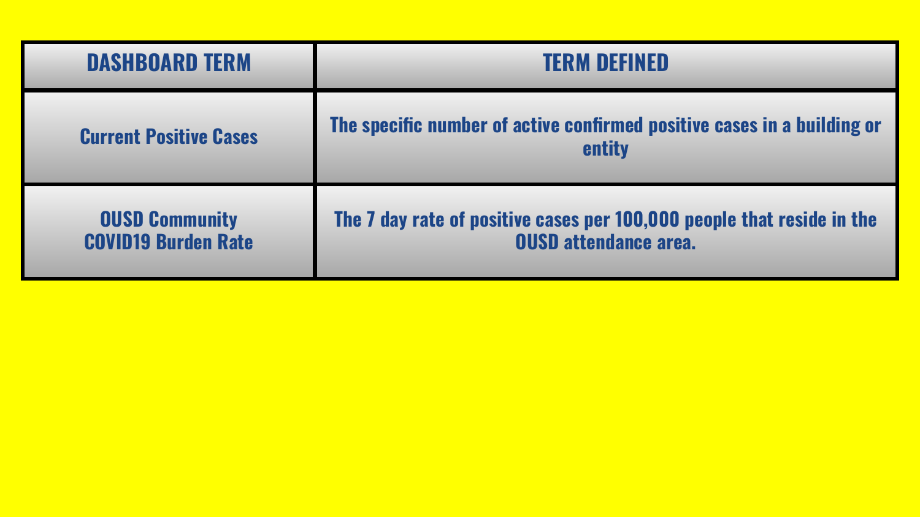| DASHBOARD TERM | TERM DEFINED |
| --- | --- |
| Current Positive Cases | The specific number of active confirmed positive cases in a building or entity |
| OUSD Community COVID19 Burden Rate | The 7 day rate of positive cases per 100,000 people that reside in the OUSD attendance area. |